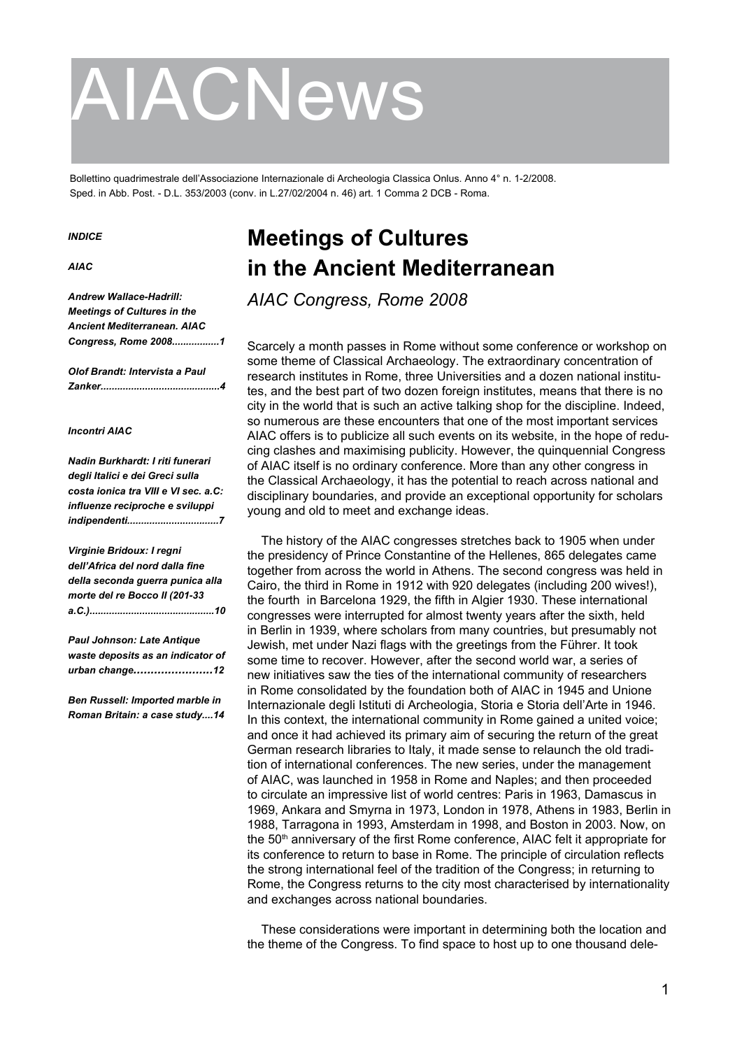# AIACNews

Bollettino quadrimestrale dell'Associazione Internazionale di Archeologia Classica Onlus. Anno 4° n. 1-2/2008.
Sped. in Abb. Post. - D.L. 353/2003 (conv. in L.27/02/2004 n. 46) art. 1 Comma 2 DCB - Roma.

***INDICE***

***AIAC***

***Andrew Wallace-Hadrill: Meetings of Cultures in the Ancient Mediterranean. AIAC Congress, Rome 2008................1***

***Olof Brandt: Intervista a Paul Zanker..........................................4***

***Incontri AIAC***

***Nadin Burkhardt: I riti funerari degli Italici e dei Greci sulla costa ionica tra VIII e VI sec. a.C: influenze reciproche e sviluppi indipendenti................................7***

***Virginie Bridoux: I regni dell'Africa del nord dalla fine della seconda guerra punica alla morte del re Bocco II (201-33 a.C.)............................................10***

***Paul Johnson: Late Antique waste deposits as an indicator of urban change......................12***

***Ben Russell: Imported marble in Roman Britain: a case study....14***

## Meetings of Cultures in the Ancient Mediterranean

*AIAC Congress, Rome 2008*

Scarcely a month passes in Rome without some conference or workshop on some theme of Classical Archaeology. The extraordinary concentration of research institutes in Rome, three Universities and a dozen national institutes, and the best part of two dozen foreign institutes, means that there is no city in the world that is such an active talking shop for the discipline. Indeed, so numerous are these encounters that one of the most important services AIAC offers is to publicize all such events on its website, in the hope of reducing clashes and maximising publicity. However, the quinquennial Congress of AIAC itself is no ordinary conference. More than any other congress in the Classical Archaeology, it has the potential to reach across national and disciplinary boundaries, and provide an exceptional opportunity for scholars young and old to meet and exchange ideas.

The history of the AIAC congresses stretches back to 1905 when under the presidency of Prince Constantine of the Hellenes, 865 delegates came together from across the world in Athens. The second congress was held in Cairo, the third in Rome in 1912 with 920 delegates (including 200 wives!), the fourth in Barcelona 1929, the fifth in Algier 1930. These international congresses were interrupted for almost twenty years after the sixth, held in Berlin in 1939, where scholars from many countries, but presumably not Jewish, met under Nazi flags with the greetings from the Führer. It took some time to recover. However, after the second world war, a series of new initiatives saw the ties of the international community of researchers in Rome consolidated by the foundation both of AIAC in 1945 and Unione Internazionale degli Istituti di Archeologia, Storia e Storia dell'Arte in 1946. In this context, the international community in Rome gained a united voice; and once it had achieved its primary aim of securing the return of the great German research libraries to Italy, it made sense to relaunch the old tradition of international conferences. The new series, under the management of AIAC, was launched in 1958 in Rome and Naples; and then proceeded to circulate an impressive list of world centres: Paris in 1963, Damascus in 1969, Ankara and Smyrna in 1973, London in 1978, Athens in 1983, Berlin in 1988, Tarragona in 1993, Amsterdam in 1998, and Boston in 2003. Now, on the 50th anniversary of the first Rome conference, AIAC felt it appropriate for its conference to return to base in Rome. The principle of circulation reflects the strong international feel of the tradition of the Congress; in returning to Rome, the Congress returns to the city most characterised by internationality and exchanges across national boundaries.

These considerations were important in determining both the location and the theme of the Congress. To find space to host up to one thousand dele-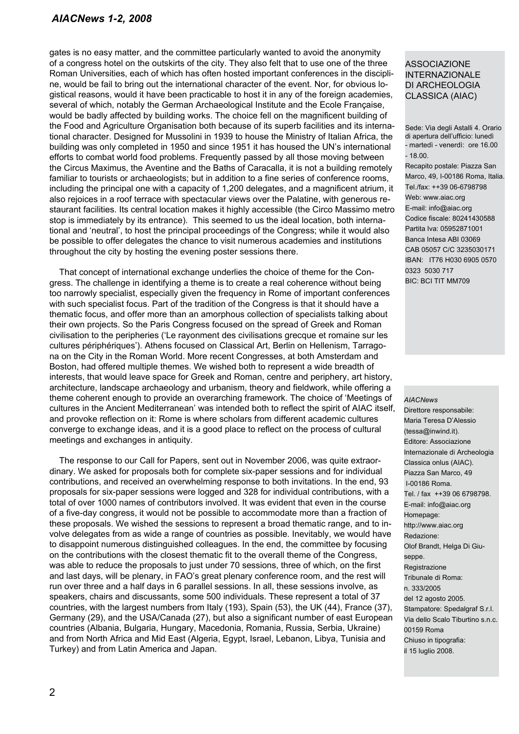gates is no easy matter, and the committee particularly wanted to avoid the anonymity of a congress hotel on the outskirts of the city. They also felt that to use one of the three Roman Universities, each of which has often hosted important conferences in the discipline, would be fail to bring out the international character of the event. Nor, for obvious logistical reasons, would it have been practicable to host it in any of the foreign academies, several of which, notably the German Archaeological Institute and the Ecole Française, would be badly affected by building works. The choice fell on the magnificent building of the Food and Agriculture Organisation both because of its superb facilities and its international character. Designed for Mussolini in 1939 to house the Ministry of Italian Africa, the building was only completed in 1950 and since 1951 it has housed the UN's international efforts to combat world food problems. Frequently passed by all those moving between the Circus Maximus, the Aventine and the Baths of Caracalla, it is not a building remotely familiar to tourists or archaeologists; but in addition to a fine series of conference rooms, including the principal one with a capacity of 1,200 delegates, and a magnificent atrium, it also rejoices in a roof terrace with spectacular views over the Palatine, with generous restaurant facilities. Its central location makes it highly accessible (the Circo Massimo metro stop is immediately by its entrance). This seemed to us the ideal location, both international and 'neutral', to host the principal proceedings of the Congress; while it would also be possible to offer delegates the chance to visit numerous academies and institutions throughout the city by hosting the evening poster sessions there.

That concept of international exchange underlies the choice of theme for the Congress. The challenge in identifying a theme is to create a real coherence without being too narrowly specialist, especially given the frequency in Rome of important conferences with such specialist focus. Part of the tradition of the Congress is that it should have a thematic focus, and offer more than an amorphous collection of specialists talking about their own projects. So the Paris Congress focused on the spread of Greek and Roman civilisation to the peripheries ('Le rayonment des civilisations grecque et romaine sur les cultures périphériques'). Athens focused on Classical Art, Berlin on Hellenism, Tarragona on the City in the Roman World. More recent Congresses, at both Amsterdam and Boston, had offered multiple themes. We wished both to represent a wide breadth of interests, that would leave space for Greek and Roman, centre and periphery, art history, architecture, landscape archaeology and urbanism, theory and fieldwork, while offering a theme coherent enough to provide an overarching framework. The choice of 'Meetings of cultures in the Ancient Mediterranean' was intended both to reflect the spirit of AIAC itself, and provoke reflection on it: Rome is where scholars from different academic cultures converge to exchange ideas, and it is a good place to reflect on the process of cultural meetings and exchanges in antiquity.

The response to our Call for Papers, sent out in November 2006, was quite extraordinary. We asked for proposals both for complete six-paper sessions and for individual contributions, and received an overwhelming response to both invitations. In the end, 93 proposals for six-paper sessions were logged and 328 for individual contributions, with a total of over 1000 names of contributors involved. It was evident that even in the course of a five-day congress, it would not be possible to accommodate more than a fraction of these proposals. We wished the sessions to represent a broad thematic range, and to involve delegates from as wide a range of countries as possible. Inevitably, we would have to disappoint numerous distinguished colleagues. In the end, the committee by focusing on the contributions with the closest thematic fit to the overall theme of the Congress, was able to reduce the proposals to just under 70 sessions, three of which, on the first and last days, will be plenary, in FAO's great plenary conference room, and the rest will run over three and a half days in 6 parallel sessions. In all, these sessions involve, as speakers, chairs and discussants, some 500 individuals. These represent a total of 37 countries, with the largest numbers from Italy (193), Spain (53), the UK (44), France (37), Germany (29), and the USA/Canada (27), but also a significant number of east European countries (Albania, Bulgaria, Hungary, Macedonia, Romania, Russia, Serbia, Ukraine) and from North Africa and Mid East (Algeria, Egypt, Israel, Lebanon, Libya, Tunisia and Turkey) and from Latin America and Japan.

ASSOCIAZIONE INTERNAZIONALE DI ARCHEOLOGIA CLASSICA (AIAC)

Sede: Via degli Astalli 4. Orario di apertura dell'ufficio: lunedì - martedì - venerdì: ore 16.00 - 18.00.
Recapito postale: Piazza San Marco, 49, I-00186 Roma, Italia.
Tel./fax: ++39 06-6798798
Web: www.aiac.org
E-mail: info@aiac.org
Codice fiscale: 80241430588
Partita Iva: 05952871001
Banca Intesa ABI 03069
CAB 05057 C/C 3235030171
IBAN: IT76 H030 6905 0570 0323 5030 717
BIC: BCI TIT MM709

*AIACNews*
Direttore responsabile: Maria Teresa D'Alessio (tessa@inwind.it).
Editore: Associazione Internazionale di Archeologia Classica onlus (AIAC).
Piazza San Marco, 49
I-00186 Roma.
Tel. / fax ++39 06 6798798.
E-mail: info@aiac.org
Homepage: http://www.aiac.org
Redazione: Olof Brandt, Helga Di Giuseppe.
Registrazione Tribunale di Roma: n. 333/2005 del 12 agosto 2005.
Stampatore: Spedalgraf S.r.l. Via dello Scalo Tiburtino s.n.c. 00159 Roma
Chiuso in tipografia: il 15 luglio 2008.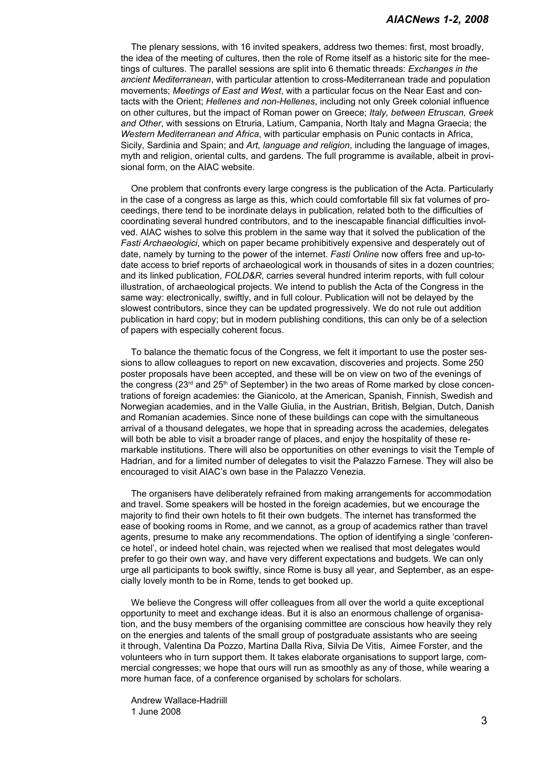The plenary sessions, with 16 invited speakers, address two themes: first, most broadly, the idea of the meeting of cultures, then the role of Rome itself as a historic site for the meetings of cultures. The parallel sessions are split into 6 thematic threads: *Exchanges in the ancient Mediterranean*, with particular attention to cross-Mediterranean trade and population movements; *Meetings of East and West*, with a particular focus on the Near East and contacts with the Orient; *Hellenes and non-Hellenes*, including not only Greek colonial influence on other cultures, but the impact of Roman power on Greece; *Italy, between Etruscan, Greek and Other*, with sessions on Etruria, Latium, Campania, North Italy and Magna Graecia; the *Western Mediterranean and Africa*, with particular emphasis on Punic contacts in Africa, Sicily, Sardinia and Spain; and *Art, language and religion*, including the language of images, myth and religion, oriental cults, and gardens. The full programme is available, albeit in provisional form, on the AIAC website.

One problem that confronts every large congress is the publication of the Acta. Particularly in the case of a congress as large as this, which could comfortable fill six fat volumes of proceedings, there tend to be inordinate delays in publication, related both to the difficulties of coordinating several hundred contributors, and to the inescapable financial difficulties involved. AIAC wishes to solve this problem in the same way that it solved the publication of the *Fasti Archaeologici*, which on paper became prohibitively expensive and desperately out of date, namely by turning to the power of the internet. *Fasti Online* now offers free and up-to-date access to brief reports of archaeological work in thousands of sites in a dozen countries; and its linked publication, *FOLD&R*, carries several hundred interim reports, with full colour illustration, of archaeological projects. We intend to publish the Acta of the Congress in the same way: electronically, swiftly, and in full colour. Publication will not be delayed by the slowest contributors, since they can be updated progressively. We do not rule out addition publication in hard copy; but in modern publishing conditions, this can only be of a selection of papers with especially coherent focus.

To balance the thematic focus of the Congress, we felt it important to use the poster sessions to allow colleagues to report on new excavation, discoveries and projects. Some 250 poster proposals have been accepted, and these will be on view on two of the evenings of the congress (23rd and 25th of September) in the two areas of Rome marked by close concentrations of foreign academies: the Gianicolo, at the American, Spanish, Finnish, Swedish and Norwegian academies, and in the Valle Giulia, in the Austrian, British, Belgian, Dutch, Danish and Romanian academies. Since none of these buildings can cope with the simultaneous arrival of a thousand delegates, we hope that in spreading across the academies, delegates will both be able to visit a broader range of places, and enjoy the hospitality of these remarkable institutions. There will also be opportunities on other evenings to visit the Temple of Hadrian, and for a limited number of delegates to visit the Palazzo Farnese. They will also be encouraged to visit AIAC's own base in the Palazzo Venezia.

The organisers have deliberately refrained from making arrangements for accommodation and travel. Some speakers will be hosted in the foreign academies, but we encourage the majority to find their own hotels to fit their own budgets. The internet has transformed the ease of booking rooms in Rome, and we cannot, as a group of academics rather than travel agents, presume to make any recommendations. The option of identifying a single 'conference hotel', or indeed hotel chain, was rejected when we realised that most delegates would prefer to go their own way, and have very different expectations and budgets. We can only urge all participants to book swiftly, since Rome is busy all year, and September, as an especially lovely month to be in Rome, tends to get booked up.

We believe the Congress will offer colleagues from all over the world a quite exceptional opportunity to meet and exchange ideas. But it is also an enormous challenge of organisation, and the busy members of the organising committee are conscious how heavily they rely on the energies and talents of the small group of postgraduate assistants who are seeing it through, Valentina Da Pozzo, Martina Dalla Riva, Silvia De Vitis, Aimee Forster, and the volunteers who in turn support them. It takes elaborate organisations to support large, commercial congresses; we hope that ours will run as smoothly as any of those, while wearing a more human face, of a conference organised by scholars for scholars.

Andrew Wallace-Hadriill
1 June 2008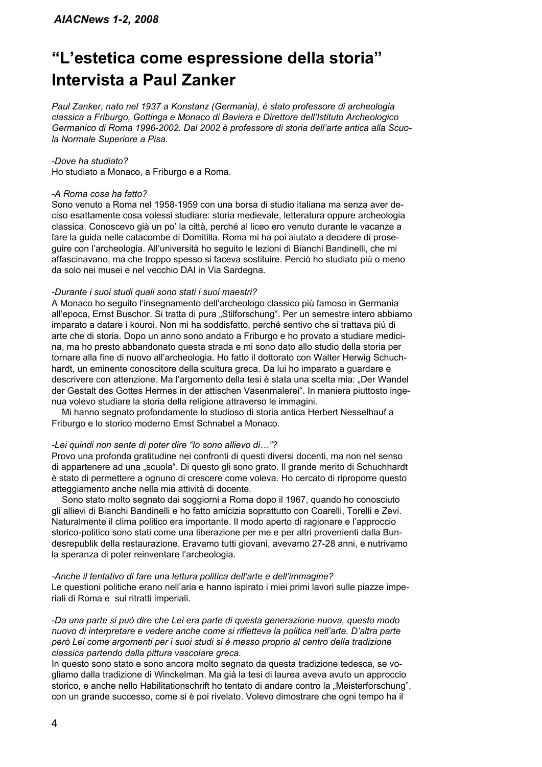# "L'estetica come espressione della storia" Intervista a Paul Zanker

*Paul Zanker, nato nel 1937 a Konstanz (Germania), è stato professore di archeologia classica a Friburgo, Gottinga e Monaco di Baviera e Direttore dell'Istituto Archeologico Germanico di Roma 1996-2002. Dal 2002 è professore di storia dell'arte antica alla Scuola Normale Superiore a Pisa.*

*-Dove ha studiato?*
Ho studiato a Monaco, a Friburgo e a Roma.

*-A Roma cosa ha fatto?*
Sono venuto a Roma nel 1958-1959 con una borsa di studio italiana ma senza aver deciso esattamente cosa volessi studiare: storia medievale, letteratura oppure archeologia classica. Conoscevo già un po' la città, perché al liceo ero venuto durante le vacanze a fare la guida nelle catacombe di Domitilla. Roma mi ha poi aiutato a decidere di proseguire con l'archeologia. All'università ho seguito le lezioni di Bianchi Bandinelli, che mi affascinavano, ma che troppo spesso si faceva sostituire. Perciò ho studiato più o meno da solo nei musei e nel vecchio DAI in Via Sardegna.

*-Durante i suoi studi quali sono stati i suoi maestri?*
A Monaco ho seguito l'insegnamento dell'archeologo classico più famoso in Germania all'epoca, Ernst Buschor. Si tratta di pura „Stilforschung". Per un semestre intero abbiamo imparato a datare i kouroi. Non mi ha soddisfatto, perché sentivo che si trattava più di arte che di storia. Dopo un anno sono andato a Friburgo e ho provato a studiare medicina, ma ho presto abbandonato questa strada e mi sono dato allo studio della storia per tornare alla fine di nuovo all'archeologia. Ho fatto il dottorato con Walter Herwig Schuchhardt, un eminente conoscitore della scultura greca. Da lui ho imparato a guardare e descrivere con attenzione. Ma l'argomento della tesi è stata una scelta mia: „Der Wandel der Gestalt des Gottes Hermes in der attischen Vasenmalerei". In maniera piuttosto ingenua volevo studiare la storia della religione attraverso le immagini.

Mi hanno segnato profondamente lo studioso di storia antica Herbert Nesselhauf a Friburgo e lo storico moderno Ernst Schnabel a Monaco.

*-Lei quindi non sente di poter dire "Io sono allievo di…"?*
Provo una profonda gratitudine nei confronti di questi diversi docenti, ma non nel senso di appartenere ad una „scuola". Di questo gli sono grato. Il grande merito di Schuchhardt è stato di permettere a ognuno di crescere come voleva. Ho cercato di riproporre questo atteggiamento anche nella mia attività di docente.

Sono stato molto segnato dai soggiorni a Roma dopo il 1967, quando ho conosciuto gli allievi di Bianchi Bandinelli e ho fatto amicizia soprattutto con Coarelli, Torelli e Zevi. Naturalmente il clima politico era importante. Il modo aperto di ragionare e l'approccio storico-politico sono stati come una liberazione per me e per altri provenienti dalla Bundesrepublik della restaurazione. Eravamo tutti giovani, avevamo 27-28 anni, e nutrivamo la speranza di poter reinventare l'archeologia.

*-Anche il tentativo di fare una lettura politica dell'arte e dell'immagine?*
Le questioni politiche erano nell'aria e hanno ispirato i miei primi lavori sulle piazze imperiali di Roma e sui ritratti imperiali.

*-Da una parte si può dire che Lei era parte di questa generazione nuova, questo modo nuovo di interpretare e vedere anche come si rifletteva la politica nell'arte. D'altra parte però Lei come argomenti per i suoi studi si è messo proprio al centro della tradizione classica partendo dalla pittura vascolare greca.*
In questo sono stato e sono ancora molto segnato da questa tradizione tedesca, se vogliamo dalla tradizione di Winckelman. Ma già la tesi di laurea aveva avuto un approccio storico, e anche nello Habilitationschrift ho tentato di andare contro la „Meisterforschung", con un grande successo, come si è poi rivelato. Volevo dimostrare che ogni tempo ha il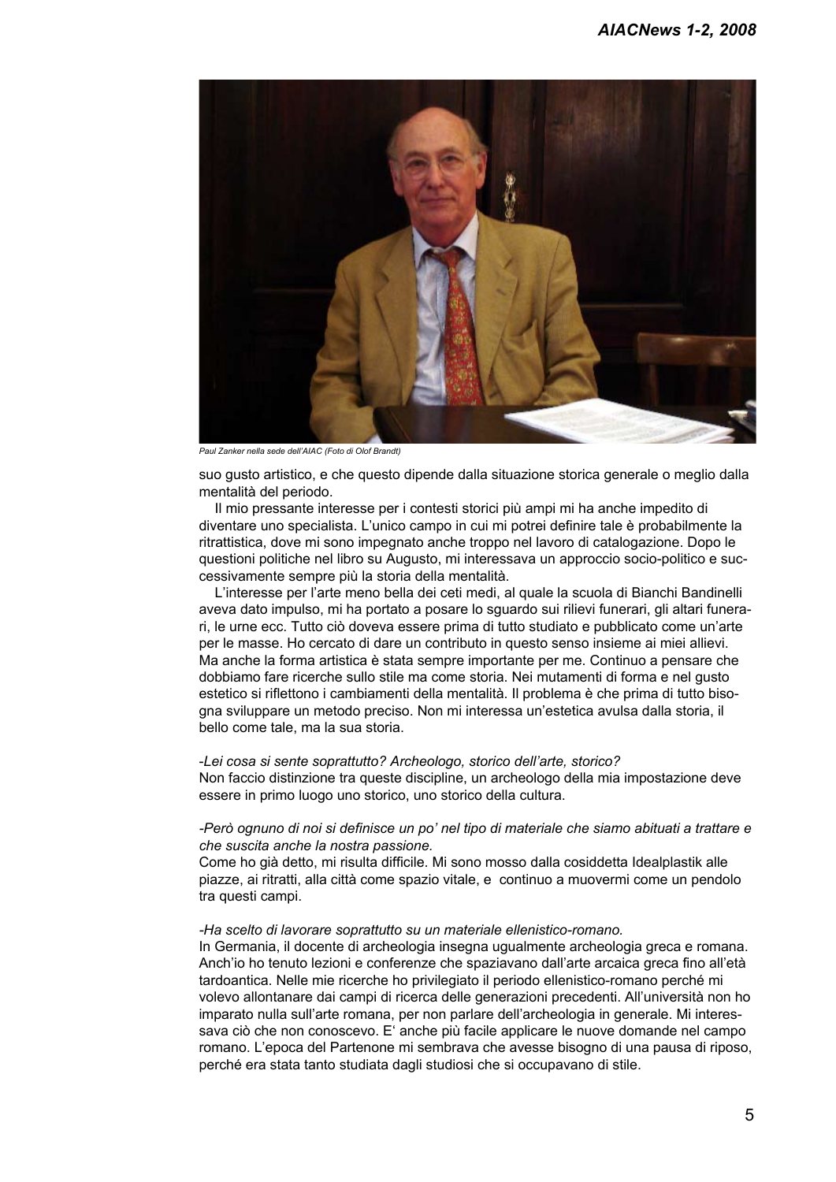Paul Zanker nella sede dell'AIAC (Foto di Olof Brandt)

suo gusto artistico, e che questo dipende dalla situazione storica generale o meglio dalla mentalità del periodo.

Il mio pressante interesse per i contesti storici più ampi mi ha anche impedito di diventare uno specialista. L'unico campo in cui mi potrei definire tale è probabilmente la ritrattistica, dove mi sono impegnato anche troppo nel lavoro di catalogazione. Dopo le questioni politiche nel libro su Augusto, mi interessava un approccio socio-politico e successivamente sempre più la storia della mentalità.

L'interesse per l'arte meno bella dei ceti medi, al quale la scuola di Bianchi Bandinelli aveva dato impulso, mi ha portato a posare lo sguardo sui rilievi funerari, gli altari funerari, le urne ecc. Tutto ciò doveva essere prima di tutto studiato e pubblicato come un'arte per le masse. Ho cercato di dare un contributo in questo senso insieme ai miei allievi. Ma anche la forma artistica è stata sempre importante per me. Continuo a pensare che dobbiamo fare ricerche sullo stile ma come storia. Nei mutamenti di forma e nel gusto estetico si riflettono i cambiamenti della mentalità. Il problema è che prima di tutto bisogna sviluppare un metodo preciso. Non mi interessa un'estetica avulsa dalla storia, il bello come tale, ma la sua storia.

*-Lei cosa si sente soprattutto? Archeologo, storico dell'arte, storico?*
Non faccio distinzione tra queste discipline, un archeologo della mia impostazione deve essere in primo luogo uno storico, uno storico della cultura.

*-Però ognuno di noi si definisce un po' nel tipo di materiale che siamo abituati a trattare e che suscita anche la nostra passione.*
Come ho già detto, mi risulta difficile. Mi sono mosso dalla cosiddetta Idealplastik alle piazze, ai ritratti, alla città come spazio vitale, e continuo a muovermi come un pendolo tra questi campi.

*-Ha scelto di lavorare soprattutto su un materiale ellenistico-romano.*
In Germania, il docente di archeologia insegna ugualmente archeologia greca e romana. Anch'io ho tenuto lezioni e conferenze che spaziavano dall'arte arcaica greca fino all'età tardoantica. Nelle mie ricerche ho privilegiato il periodo ellenistico-romano perché mi volevo allontanare dai campi di ricerca delle generazioni precedenti. All'università non ho imparato nulla sull'arte romana, per non parlare dell'archeologia in generale. Mi interessava ciò che non conoscevo. E' anche più facile applicare le nuove domande nel campo romano. L'epoca del Partenone mi sembrava che avesse bisogno di una pausa di riposo, perché era stata tanto studiata dagli studiosi che si occupavano di stile.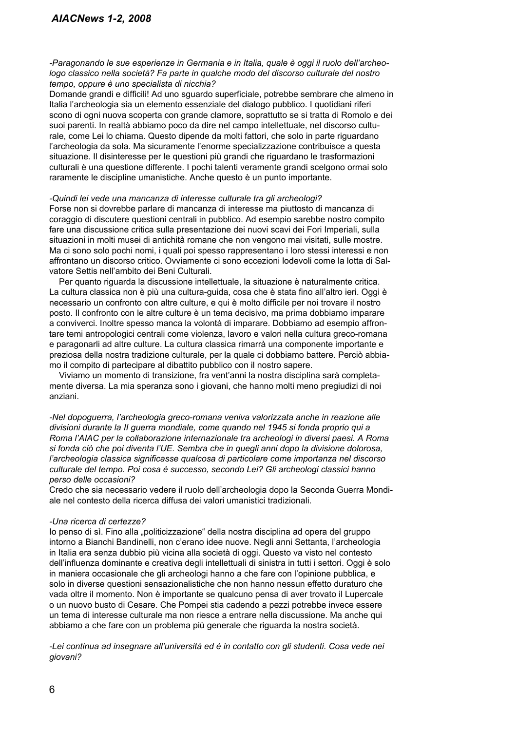*-Paragonando le sue esperienze in Germania e in Italia, quale è oggi il ruolo dell'archeologo classico nella società? Fa parte in qualche modo del discorso culturale del nostro tempo, oppure è uno specialista di nicchia?*

Domande grandi e difficili! Ad uno sguardo superficiale, potrebbe sembrare che almeno in Italia l'archeologia sia un elemento essenziale del dialogo pubblico. I quotidiani riferiscono di ogni nuova scoperta con grande clamore, soprattutto se si tratta di Romolo e dei suoi parenti. In realtà abbiamo poco da dire nel campo intellettuale, nel discorso culturale, come Lei lo chiama. Questo dipende da molti fattori, che solo in parte riguardano l'archeologia da sola. Ma sicuramente l'enorme specializzazione contribuisce a questa situazione. Il disinteresse per le questioni più grandi che riguardano le trasformazioni culturali è una questione differente. I pochi talenti veramente grandi scelgono ormai solo raramente le discipline umanistiche. Anche questo è un punto importante.

*-Quindi lei vede una mancanza di interesse culturale tra gli archeologi?*

Forse non si dovrebbe parlare di mancanza di interesse ma piuttosto di mancanza di coraggio di discutere questioni centrali in pubblico. Ad esempio sarebbe nostro compito fare una discussione critica sulla presentazione dei nuovi scavi dei Fori Imperiali, sulla situazioni in molti musei di antichità romane che non vengono mai visitati, sulle mostre. Ma ci sono solo pochi nomi, i quali poi spesso rappresentano i loro stessi interessi e non affrontano un discorso critico. Ovviamente ci sono eccezioni lodevoli come la lotta di Salvatore Settis nell'ambito dei Beni Culturali.

Per quanto riguarda la discussione intellettuale, la situazione è naturalmente critica. La cultura classica non è più una cultura-guida, cosa che è stata fino all'altro ieri. Oggi è necessario un confronto con altre culture, e qui è molto difficile per noi trovare il nostro posto. Il confronto con le altre culture è un tema decisivo, ma prima dobbiamo imparare a conviverci. Inoltre spesso manca la volontà di imparare. Dobbiamo ad esempio affrontare temi antropologici centrali come violenza, lavoro e valori nella cultura greco-romana e paragonarli ad altre culture. La cultura classica rimarrà una componente importante e preziosa della nostra tradizione culturale, per la quale ci dobbiamo battere. Perciò abbiamo il compito di partecipare al dibattito pubblico con il nostro sapere.

Viviamo un momento di transizione, fra vent'anni la nostra disciplina sarà completamente diversa. La mia speranza sono i giovani, che hanno molti meno pregiudizi di noi anziani.

*-Nel dopoguerra, l'archeologia greco-romana veniva valorizzata anche in reazione alle divisioni durante la II guerra mondiale, come quando nel 1945 si fonda proprio qui a Roma l'AIAC per la collaborazione internazionale tra archeologi in diversi paesi. A Roma si fonda ciò che poi diventa l'UE. Sembra che in quegli anni dopo la divisione dolorosa, l'archeologia classica significasse qualcosa di particolare come importanza nel discorso culturale del tempo. Poi cosa è successo, secondo Lei? Gli archeologi classici hanno perso delle occasioni?*

Credo che sia necessario vedere il ruolo dell'archeologia dopo la Seconda Guerra Mondiale nel contesto della ricerca diffusa dei valori umanistici tradizionali.

*-Una ricerca di certezze?*

Io penso di sì. Fino alla „politicizzazione" della nostra disciplina ad opera del gruppo intorno a Bianchi Bandinelli, non c'erano idee nuove. Negli anni Settanta, l'archeologia in Italia era senza dubbio più vicina alla società di oggi. Questo va visto nel contesto dell'influenza dominante e creativa degli intellettuali di sinistra in tutti i settori. Oggi è solo in maniera occasionale che gli archeologi hanno a che fare con l'opinione pubblica, e solo in diverse questioni sensazionalistiche che non hanno nessun effetto duraturo che vada oltre il momento. Non è importante se qualcuno pensa di aver trovato il Lupercale o un nuovo busto di Cesare. Che Pompei stia cadendo a pezzi potrebbe invece essere un tema di interesse culturale ma non riesce a entrare nella discussione. Ma anche qui abbiamo a che fare con un problema più generale che riguarda la nostra società.

*-Lei continua ad insegnare all'università ed è in contatto con gli studenti. Cosa vede nei giovani?*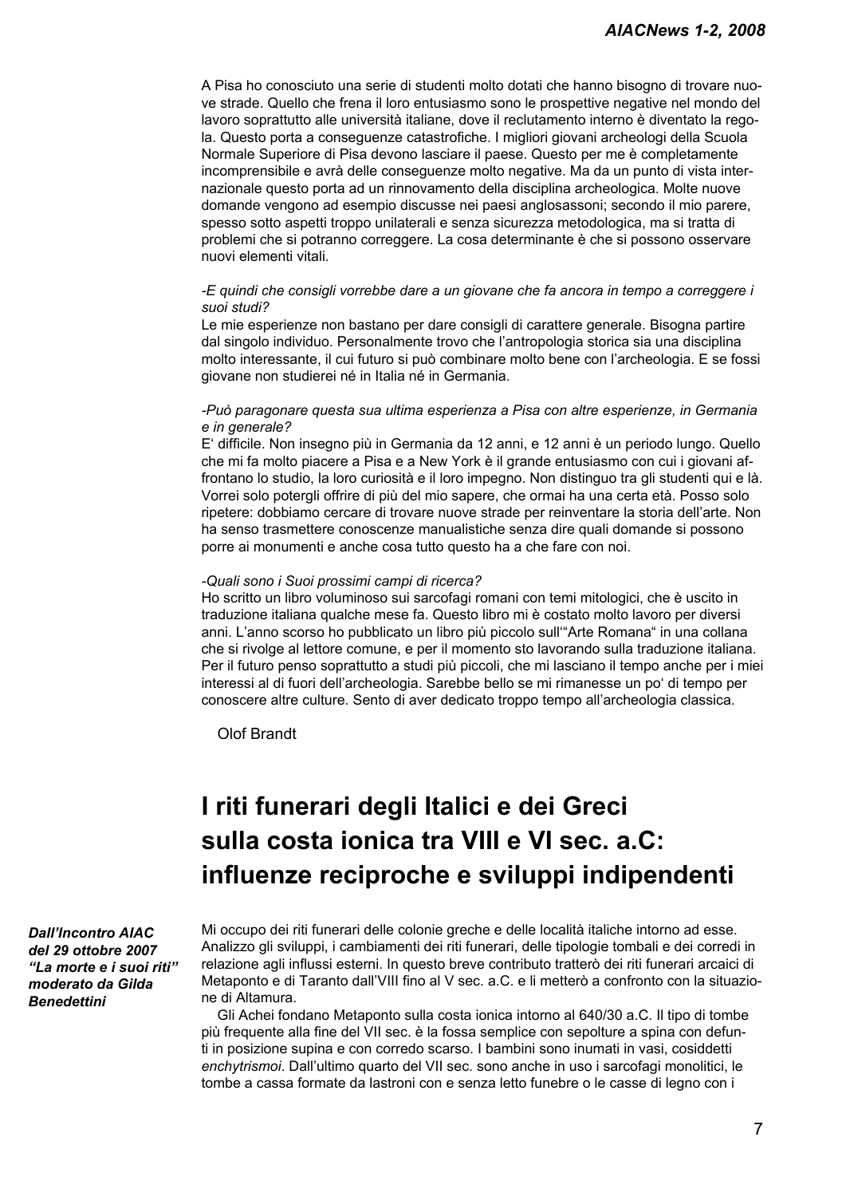A Pisa ho conosciuto una serie di studenti molto dotati che hanno bisogno di trovare nuove strade. Quello che frena il loro entusiasmo sono le prospettive negative nel mondo del lavoro soprattutto alle università italiane, dove il reclutamento interno è diventato la regola. Questo porta a conseguenze catastrofiche. I migliori giovani archeologi della Scuola Normale Superiore di Pisa devono lasciare il paese. Questo per me è completamente incomprensibile e avrà delle conseguenze molto negative. Ma da un punto di vista internazionale questo porta ad un rinnovamento della disciplina archeologica. Molte nuove domande vengono ad esempio discusse nei paesi anglosassoni; secondo il mio parere, spesso sotto aspetti troppo unilaterali e senza sicurezza metodologica, ma si tratta di problemi che si potranno correggere. La cosa determinante è che si possono osservare nuovi elementi vitali.

*-E quindi che consigli vorrebbe dare a un giovane che fa ancora in tempo a correggere i suoi studi?*
Le mie esperienze non bastano per dare consigli di carattere generale. Bisogna partire dal singolo individuo. Personalmente trovo che l'antropologia storica sia una disciplina molto interessante, il cui futuro si può combinare molto bene con l'archeologia. E se fossi giovane non studierei né in Italia né in Germania.

*-Può paragonare questa sua ultima esperienza a Pisa con altre esperienze, in Germania e in generale?*
E' difficile. Non insegno più in Germania da 12 anni, e 12 anni è un periodo lungo. Quello che mi fa molto piacere a Pisa e a New York è il grande entusiasmo con cui i giovani affrontano lo studio, la loro curiosità e il loro impegno. Non distinguo tra gli studenti qui e là. Vorrei solo potergli offrire di più del mio sapere, che ormai ha una certa età. Posso solo ripetere: dobbiamo cercare di trovare nuove strade per reinventare la storia dell'arte. Non ha senso trasmettere conoscenze manualistiche senza dire quali domande si possono porre ai monumenti e anche cosa tutto questo ha a che fare con noi.

*-Quali sono i Suoi prossimi campi di ricerca?*
Ho scritto un libro voluminoso sui sarcofagi romani con temi mitologici, che è uscito in traduzione italiana qualche mese fa. Questo libro mi è costato molto lavoro per diversi anni. L'anno scorso ho pubblicato un libro più piccolo sull'"Arte Romana" in una collana che si rivolge al lettore comune, e per il momento sto lavorando sulla traduzione italiana. Per il futuro penso soprattutto a studi più piccoli, che mi lasciano il tempo anche per i miei interessi al di fuori dell'archeologia. Sarebbe bello se mi rimanesse un po' di tempo per conoscere altre culture. Sento di aver dedicato troppo tempo all'archeologia classica.

Olof Brandt

# I riti funerari degli Italici e dei Greci sulla costa ionica tra VIII e VI sec. a.C: influenze reciproche e sviluppi indipendenti

***Dall'Incontro AIAC del 29 ottobre 2007 "La morte e i suoi riti" moderato da Gilda Benedettini***

Mi occupo dei riti funerari delle colonie greche e delle località italiche intorno ad esse. Analizzo gli sviluppi, i cambiamenti dei riti funerari, delle tipologie tombali e dei corredi in relazione agli influssi esterni. In questo breve contributo tratterò dei riti funerari arcaici di Metaponto e di Taranto dall'VIII fino al V sec. a.C. e li metterò a confronto con la situazione di Altamura.

Gli Achei fondano Metaponto sulla costa ionica intorno al 640/30 a.C. Il tipo di tombe più frequente alla fine del VII sec. è la fossa semplice con sepolture a spina con defunti in posizione supina e con corredo scarso. I bambini sono inumati in vasi, cosiddetti *enchytrismoi*. Dall'ultimo quarto del VII sec. sono anche in uso i sarcofagi monolitici, le tombe a cassa formate da lastroni con e senza letto funebre o le casse di legno con i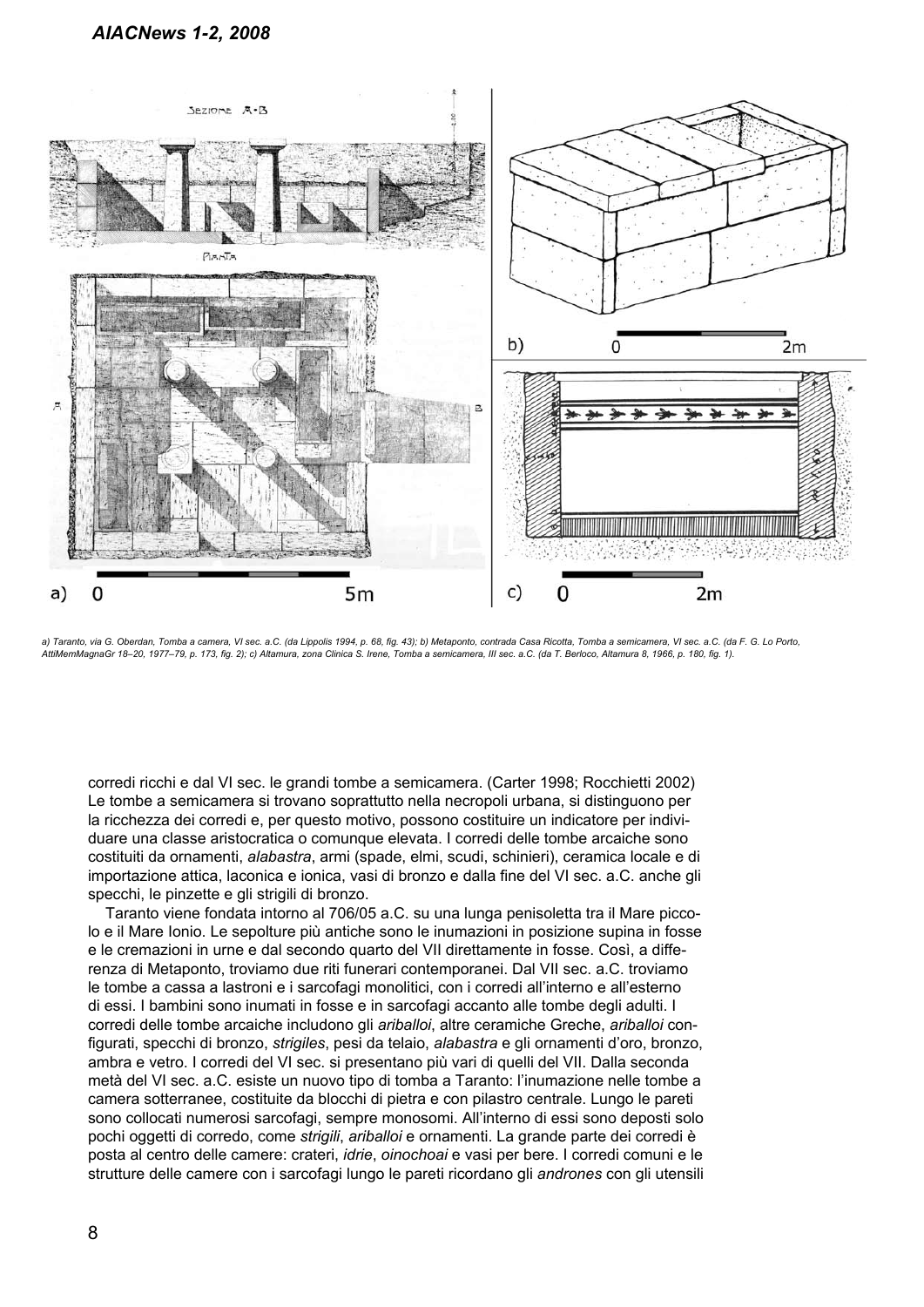*a) Taranto, via G. Oberdan, Tomba a camera, VI sec. a.C. (da Lippolis 1994, p. 68, fig. 43); b) Metaponto, contrada Casa Ricotta, Tomba a semicamera, VI sec. a.C. (da F. G. Lo Porto, AttiMemMagnaGr 18–20, 1977–79, p. 173, fig. 2); c) Altamura, zona Clinica S. Irene, Tomba a semicamera, III sec. a.C. (da T. Berloco, Altamura 8, 1966, p. 180, fig. 1).*

corredi ricchi e dal VI sec. le grandi tombe a semicamera. (Carter 1998; Rocchietti 2002) Le tombe a semicamera si trovano soprattutto nella necropoli urbana, si distinguono per la ricchezza dei corredi e, per questo motivo, possono costituire un indicatore per individuare una classe aristocratica o comunque elevata. I corredi delle tombe arcaiche sono costituiti da ornamenti, *alabastra*, armi (spade, elmi, scudi, schinieri), ceramica locale e di importazione attica, laconica e ionica, vasi di bronzo e dalla fine del VI sec. a.C. anche gli specchi, le pinzette e gli strigili di bronzo.

Taranto viene fondata intorno al 706/05 a.C. su una lunga penisoletta tra il Mare piccolo e il Mare Ionio. Le sepolture più antiche sono le inumazioni in posizione supina in fosse e le cremazioni in urne e dal secondo quarto del VII direttamente in fosse. Così, a differenza di Metaponto, troviamo due riti funerari contemporanei. Dal VII sec. a.C. troviamo le tombe a cassa a lastroni e i sarcofagi monolitici, con i corredi all'interno e all'esterno di essi. I bambini sono inumati in fosse e in sarcofagi accanto alle tombe degli adulti. I corredi delle tombe arcaiche includono gli *ariballoi*, altre ceramiche Greche, *ariballoi* configurati, specchi di bronzo, *strigiles*, pesi da telaio, *alabastra* e gli ornamenti d'oro, bronzo, ambra e vetro. I corredi del VI sec. si presentano più vari di quelli del VII. Dalla seconda metà del VI sec. a.C. esiste un nuovo tipo di tomba a Taranto: l'inumazione nelle tombe a camera sotterranee, costituite da blocchi di pietra e con pilastro centrale. Lungo le pareti sono collocati numerosi sarcofagi, sempre monosomi. All'interno di essi sono deposti solo pochi oggetti di corredo, come *strigili*, *ariballoi* e ornamenti. La grande parte dei corredi è posta al centro delle camere: crateri, *idrie*, *oinochoai* e vasi per bere. I corredi comuni e le strutture delle camere con i sarcofagi lungo le pareti ricordano gli *andrones* con gli utensili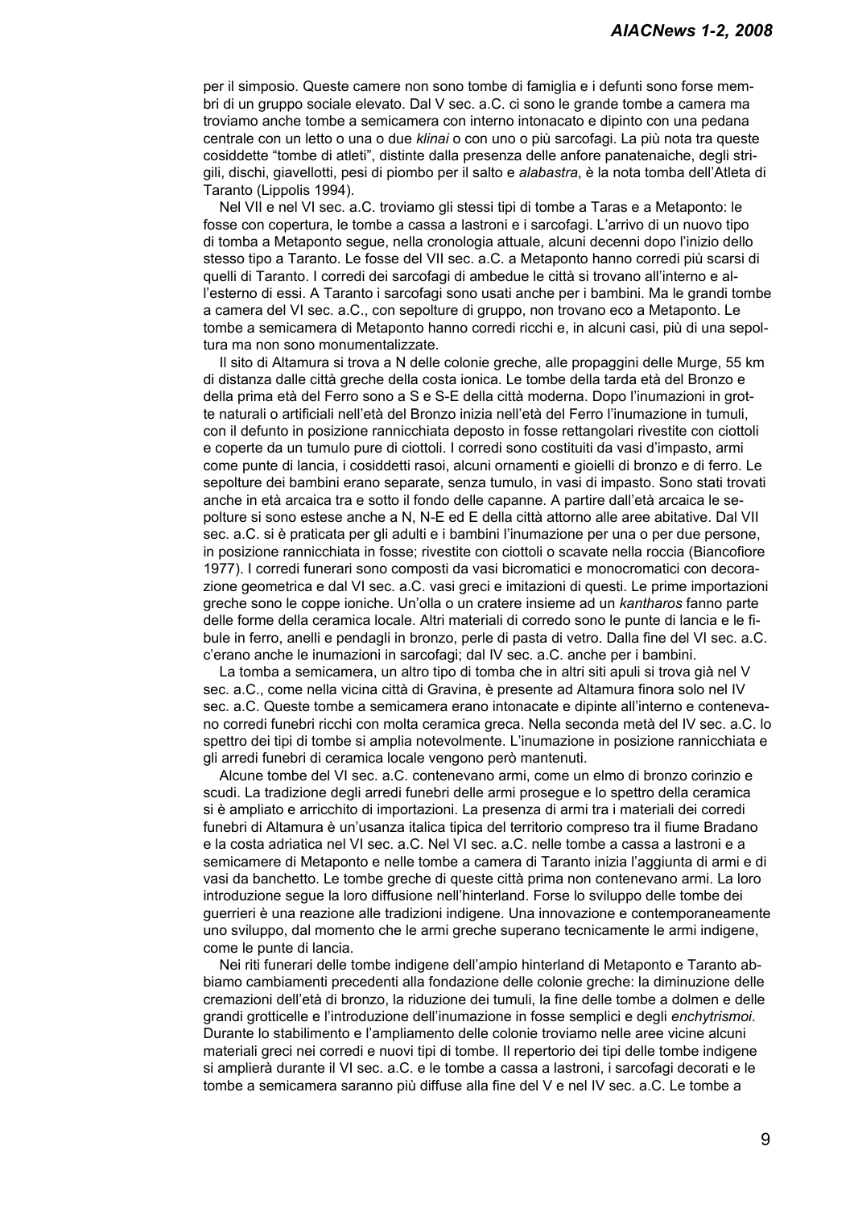per il simposio. Queste camere non sono tombe di famiglia e i defunti sono forse membri di un gruppo sociale elevato. Dal V sec. a.C. ci sono le grande tombe a camera ma troviamo anche tombe a semicamera con interno intonacato e dipinto con una pedana centrale con un letto o una o due *klinai* o con uno o più sarcofagi. La più nota tra queste cosiddette "tombe di atleti", distinte dalla presenza delle anfore panatenaiche, degli strigili, dischi, giavellotti, pesi di piombo per il salto e *alabastra*, è la nota tomba dell'Atleta di Taranto (Lippolis 1994).

Nel VII e nel VI sec. a.C. troviamo gli stessi tipi di tombe a Taras e a Metaponto: le fosse con copertura, le tombe a cassa a lastroni e i sarcofagi. L'arrivo di un nuovo tipo di tomba a Metaponto segue, nella cronologia attuale, alcuni decenni dopo l'inizio dello stesso tipo a Taranto. Le fosse del VII sec. a.C. a Metaponto hanno corredi più scarsi di quelli di Taranto. I corredi dei sarcofagi di ambedue le città si trovano all'interno e all'esterno di essi. A Taranto i sarcofagi sono usati anche per i bambini. Ma le grandi tombe a camera del VI sec. a.C., con sepolture di gruppo, non trovano eco a Metaponto. Le tombe a semicamera di Metaponto hanno corredi ricchi e, in alcuni casi, più di una sepoltura ma non sono monumentalizzate.

Il sito di Altamura si trova a N delle colonie greche, alle propaggini delle Murge, 55 km di distanza dalle città greche della costa ionica. Le tombe della tarda età del Bronzo e della prima età del Ferro sono a S e S-E della città moderna. Dopo l'inumazioni in grotte naturali o artificiali nell'età del Bronzo inizia nell'età del Ferro l'inumazione in tumuli, con il defunto in posizione rannicchiata deposto in fosse rettangolari rivestite con ciottoli e coperte da un tumulo pure di ciottoli. I corredi sono costituiti da vasi d'impasto, armi come punte di lancia, i cosiddetti rasoi, alcuni ornamenti e gioielli di bronzo e di ferro. Le sepolture dei bambini erano separate, senza tumulo, in vasi di impasto. Sono stati trovati anche in età arcaica tra e sotto il fondo delle capanne. A partire dall'età arcaica le sepolture si sono estese anche a N, N-E ed E della città attorno alle aree abitative. Dal VII sec. a.C. si è praticata per gli adulti e i bambini l'inumazione per una o per due persone, in posizione rannicchiata in fosse; rivestite con ciottoli o scavate nella roccia (Biancofiore 1977). I corredi funerari sono composti da vasi bicromatici e monocromatici con decorazione geometrica e dal VI sec. a.C. vasi greci e imitazioni di questi. Le prime importazioni greche sono le coppe ioniche. Un'olla o un cratere insieme ad un *kantharos* fanno parte delle forme della ceramica locale. Altri materiali di corredo sono le punte di lancia e le fibule in ferro, anelli e pendagli in bronzo, perle di pasta di vetro. Dalla fine del VI sec. a.C. c'erano anche le inumazioni in sarcofagi; dal IV sec. a.C. anche per i bambini.

La tomba a semicamera, un altro tipo di tomba che in altri siti apuli si trova già nel V sec. a.C., come nella vicina città di Gravina, è presente ad Altamura finora solo nel IV sec. a.C. Queste tombe a semicamera erano intonacate e dipinte all'interno e contenevano corredi funebri ricchi con molta ceramica greca. Nella seconda metà del IV sec. a.C. lo spettro dei tipi di tombe si amplia notevolmente. L'inumazione in posizione rannicchiata e gli arredi funebri di ceramica locale vengono però mantenuti.

Alcune tombe del VI sec. a.C. contenevano armi, come un elmo di bronzo corinzio e scudi. La tradizione degli arredi funebri delle armi prosegue e lo spettro della ceramica si è ampliato e arricchito di importazioni. La presenza di armi tra i materiali dei corredi funebri di Altamura è un'usanza italica tipica del territorio compreso tra il fiume Bradano e la costa adriatica nel VI sec. a.C. Nel VI sec. a.C. nelle tombe a cassa a lastroni e a semicamere di Metaponto e nelle tombe a camera di Taranto inizia l'aggiunta di armi e di vasi da banchetto. Le tombe greche di queste città prima non contenevano armi. La loro introduzione segue la loro diffusione nell'hinterland. Forse lo sviluppo delle tombe dei guerrieri è una reazione alle tradizioni indigene. Una innovazione e contemporaneamente uno sviluppo, dal momento che le armi greche superano tecnicamente le armi indigene, come le punte di lancia.

Nei riti funerari delle tombe indigene dell'ampio hinterland di Metaponto e Taranto abbiamo cambiamenti precedenti alla fondazione delle colonie greche: la diminuzione delle cremazioni dell'età di bronzo, la riduzione dei tumuli, la fine delle tombe a dolmen e delle grandi grotticelle e l'introduzione dell'inumazione in fosse semplici e degli *enchytrismoi*. Durante lo stabilimento e l'ampliamento delle colonie troviamo nelle aree vicine alcuni materiali greci nei corredi e nuovi tipi di tombe. Il repertorio dei tipi delle tombe indigene si amplierà durante il VI sec. a.C. e le tombe a cassa a lastroni, i sarcofagi decorati e le tombe a semicamera saranno più diffuse alla fine del V e nel IV sec. a.C. Le tombe a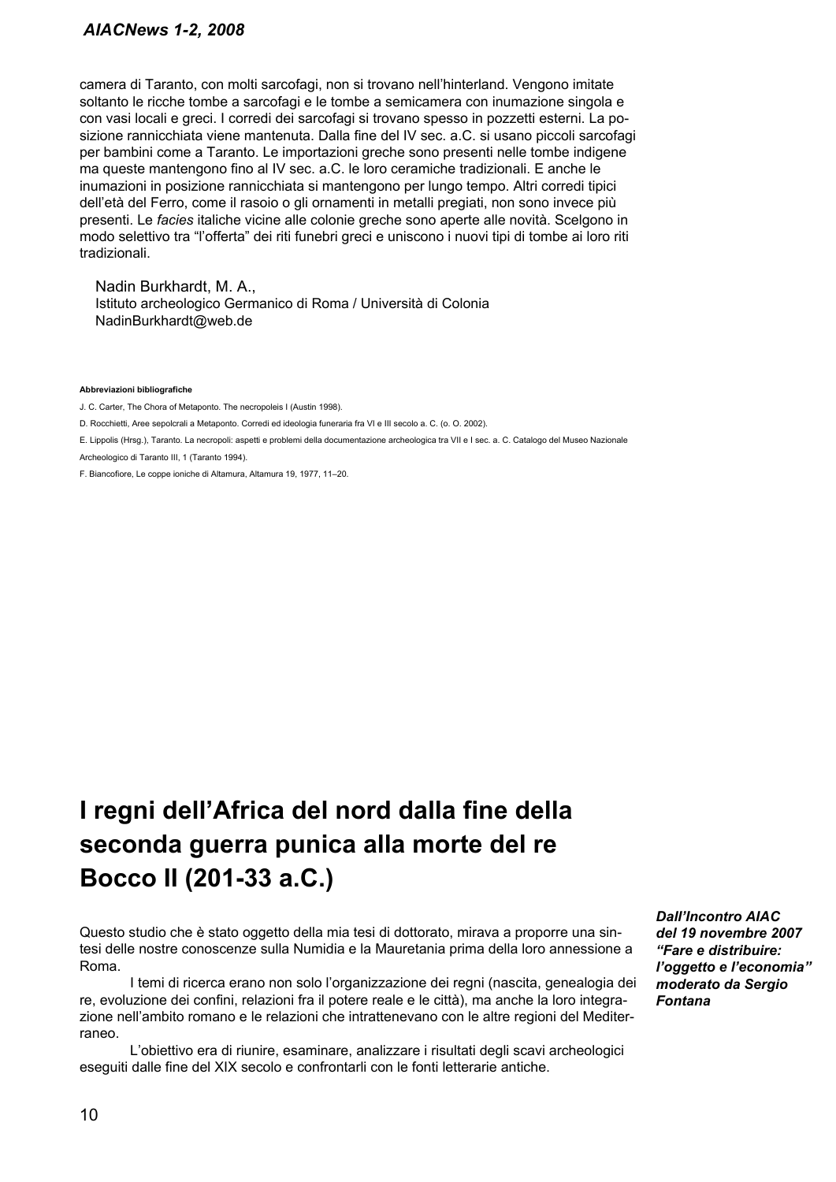camera di Taranto, con molti sarcofagi, non si trovano nell'hinterland. Vengono imitate soltanto le ricche tombe a sarcofagi e le tombe a semicamera con inumazione singola e con vasi locali e greci. I corredi dei sarcofagi si trovano spesso in pozzetti esterni. La posizione rannicchiata viene mantenuta. Dalla fine del IV sec. a.C. si usano piccoli sarcofagi per bambini come a Taranto. Le importazioni greche sono presenti nelle tombe indigene ma queste mantengono fino al IV sec. a.C. le loro ceramiche tradizionali. E anche le inumazioni in posizione rannicchiata si mantengono per lungo tempo. Altri corredi tipici dell'età del Ferro, come il rasoio o gli ornamenti in metalli pregiati, non sono invece più presenti. Le *facies* italiche vicine alle colonie greche sono aperte alle novità. Scelgono in modo selettivo tra "l'offerta" dei riti funebri greci e uniscono i nuovi tipi di tombe ai loro riti tradizionali.

Nadin Burkhardt, M. A.,
Istituto archeologico Germanico di Roma / Università di Colonia
NadinBurkhardt@web.de

**Abbreviazioni bibliografiche**

J. C. Carter, The Chora of Metaponto. The necropoleis I (Austin 1998).

D. Rocchietti, Aree sepolcrali a Metaponto. Corredi ed ideologia funeraria fra VI e III secolo a. C. (o. O. 2002).

E. Lippolis (Hrsg.), Taranto. La necropoli: aspetti e problemi della documentazione archeologica tra VII e I sec. a. C. Catalogo del Museo Nazionale Archeologico di Taranto III, 1 (Taranto 1994).

F. Biancofiore, Le coppe ioniche di Altamura, Altamura 19, 1977, 11–20.

# I regni dell'Africa del nord dalla fine della seconda guerra punica alla morte del re Bocco II (201-33 a.C.)

***Dall'Incontro AIAC del 19 novembre 2007 "Fare e distribuire: l'oggetto e l'economia" moderato da Sergio Fontana***

Questo studio che è stato oggetto della mia tesi di dottorato, mirava a proporre una sintesi delle nostre conoscenze sulla Numidia e la Mauretania prima della loro annessione a Roma.

I temi di ricerca erano non solo l'organizzazione dei regni (nascita, genealogia dei re, evoluzione dei confini, relazioni fra il potere reale e le città), ma anche la loro integrazione nell'ambito romano e le relazioni che intrattenevano con le altre regioni del Mediterraneo.

L'obiettivo era di riunire, esaminare, analizzare i risultati degli scavi archeologici eseguiti dalle fine del XIX secolo e confrontarli con le fonti letterarie antiche.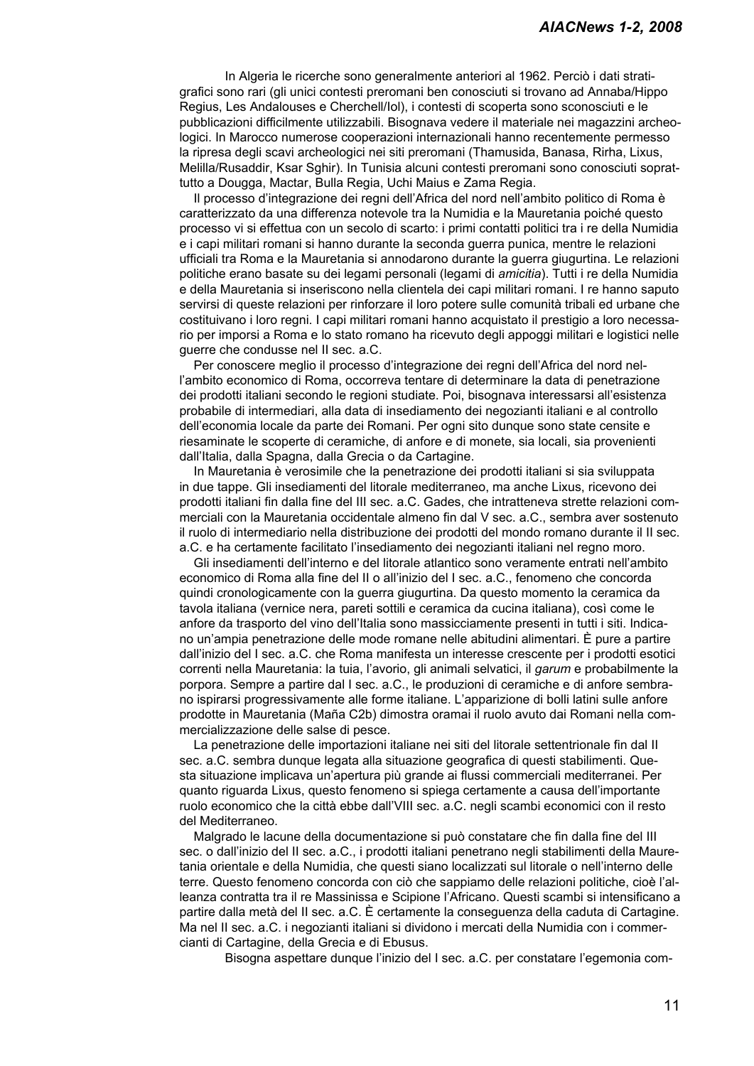In Algeria le ricerche sono generalmente anteriori al 1962. Perciò i dati stratigrafici sono rari (gli unici contesti preromani ben conosciuti si trovano ad Annaba/Hippo Regius, Les Andalouses e Cherchell/Iol), i contesti di scoperta sono sconosciuti e le pubblicazioni difficilmente utilizzabili. Bisognava vedere il materiale nei magazzini archeologici. In Marocco numerose cooperazioni internazionali hanno recentemente permesso la ripresa degli scavi archeologici nei siti preromani (Thamusida, Banasa, Rirha, Lixus, Melilla/Rusaddir, Ksar Sghir). In Tunisia alcuni contesti preromani sono conosciuti soprattutto a Dougga, Mactar, Bulla Regia, Uchi Maius e Zama Regia.

Il processo d'integrazione dei regni dell'Africa del nord nell'ambito politico di Roma è caratterizzato da una differenza notevole tra la Numidia e la Mauretania poiché questo processo vi si effettua con un secolo di scarto: i primi contatti politici tra i re della Numidia e i capi militari romani si hanno durante la seconda guerra punica, mentre le relazioni ufficiali tra Roma e la Mauretania si annodarono durante la guerra giugurtina. Le relazioni politiche erano basate su dei legami personali (legami di *amicitia*). Tutti i re della Numidia e della Mauretania si inseriscono nella clientela dei capi militari romani. I re hanno saputo servirsi di queste relazioni per rinforzare il loro potere sulle comunità tribali ed urbane che costituivano i loro regni. I capi militari romani hanno acquistato il prestigio a loro necessario per imporsi a Roma e lo stato romano ha ricevuto degli appoggi militari e logistici nelle guerre che condusse nel II sec. a.C.

Per conoscere meglio il processo d'integrazione dei regni dell'Africa del nord nell'ambito economico di Roma, occorreva tentare di determinare la data di penetrazione dei prodotti italiani secondo le regioni studiate. Poi, bisognava interessarsi all'esistenza probabile di intermediari, alla data di insediamento dei negozianti italiani e al controllo dell'economia locale da parte dei Romani. Per ogni sito dunque sono state censite e riesaminate le scoperte di ceramiche, di anfore e di monete, sia locali, sia provenienti dall'Italia, dalla Spagna, dalla Grecia o da Cartagine.

In Mauretania è verosimile che la penetrazione dei prodotti italiani si sia sviluppata in due tappe. Gli insediamenti del litorale mediterraneo, ma anche Lixus, ricevono dei prodotti italiani fin dalla fine del III sec. a.C. Gades, che intratteneva strette relazioni commerciali con la Mauretania occidentale almeno fin dal V sec. a.C., sembra aver sostenuto il ruolo di intermediario nella distribuzione dei prodotti del mondo romano durante il II sec. a.C. e ha certamente facilitato l'insediamento dei negozianti italiani nel regno moro.

Gli insediamenti dell'interno e del litorale atlantico sono veramente entrati nell'ambito economico di Roma alla fine del II o all'inizio del I sec. a.C., fenomeno che concorda quindi cronologicamente con la guerra giugurtina. Da questo momento la ceramica da tavola italiana (vernice nera, pareti sottili e ceramica da cucina italiana), così come le anfore da trasporto del vino dell'Italia sono massicciamente presenti in tutti i siti. Indicano un'ampia penetrazione delle mode romane nelle abitudini alimentari. È pure a partire dall'inizio del I sec. a.C. che Roma manifesta un interesse crescente per i prodotti esotici correnti nella Mauretania: la tuia, l'avorio, gli animali selvatici, il *garum* e probabilmente la porpora. Sempre a partire dal I sec. a.C., le produzioni di ceramiche e di anfore sembrano ispirarsi progressivamente alle forme italiane. L'apparizione di bolli latini sulle anfore prodotte in Mauretania (Maña C2b) dimostra oramai il ruolo avuto dai Romani nella commercializzazione delle salse di pesce.

La penetrazione delle importazioni italiane nei siti del litorale settentrionale fin dal II sec. a.C. sembra dunque legata alla situazione geografica di questi stabilimenti. Questa situazione implicava un'apertura più grande ai flussi commerciali mediterranei. Per quanto riguarda Lixus, questo fenomeno si spiega certamente a causa dell'importante ruolo economico che la città ebbe dall'VIII sec. a.C. negli scambi economici con il resto del Mediterraneo.

Malgrado le lacune della documentazione si può constatare che fin dalla fine del III sec. o dall'inizio del II sec. a.C., i prodotti italiani penetrano negli stabilimenti della Mauretania orientale e della Numidia, che questi siano localizzati sul litorale o nell'interno delle terre. Questo fenomeno concorda con ciò che sappiamo delle relazioni politiche, cioè l'alleanza contratta tra il re Massinissa e Scipione l'Africano. Questi scambi si intensificano a partire dalla metà del II sec. a.C. È certamente la conseguenza della caduta di Cartagine. Ma nel II sec. a.C. i negozianti italiani si dividono i mercati della Numidia con i commercianti di Cartagine, della Grecia e di Ebusus.

Bisogna aspettare dunque l'inizio del I sec. a.C. per constatare l'egemonia com-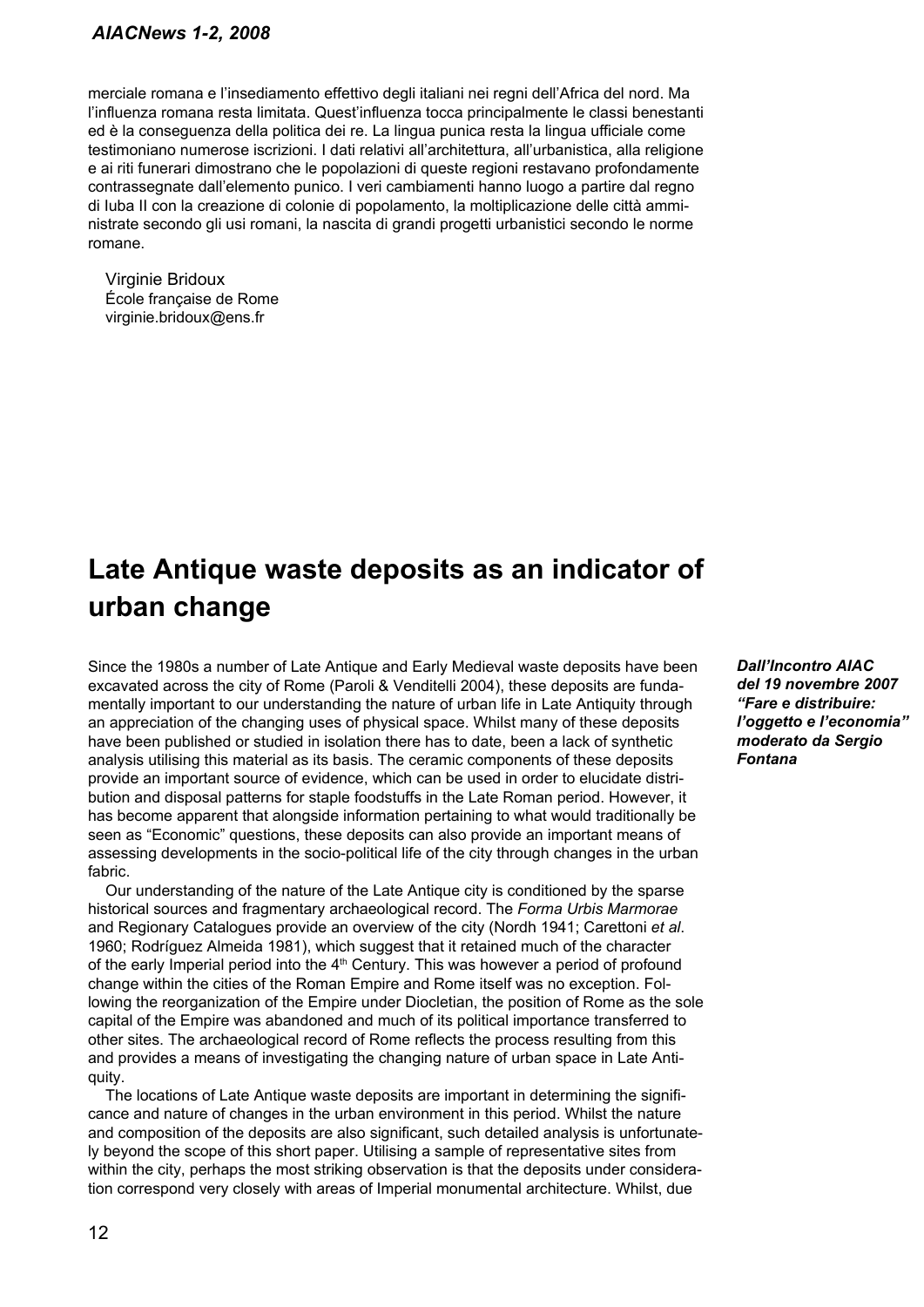merciale romana e l'insediamento effettivo degli italiani nei regni dell'Africa del nord. Ma l'influenza romana resta limitata. Quest'influenza tocca principalmente le classi benestanti ed è la conseguenza della politica dei re. La lingua punica resta la lingua ufficiale come testimoniano numerose iscrizioni. I dati relativi all'architettura, all'urbanistica, alla religione e ai riti funerari dimostrano che le popolazioni di queste regioni restavano profondamente contrassegnate dall'elemento punico. I veri cambiamenti hanno luogo a partire dal regno di Iuba II con la creazione di colonie di popolamento, la moltiplicazione delle città amministrate secondo gli usi romani, la nascita di grandi progetti urbanistici secondo le norme romane.

Virginie Bridoux
École française de Rome
virginie.bridoux@ens.fr

# Late Antique waste deposits as an indicator of urban change

***Dall'Incontro AIAC del 19 novembre 2007 "Fare e distribuire: l'oggetto e l'economia" moderato da Sergio Fontana***

Since the 1980s a number of Late Antique and Early Medieval waste deposits have been excavated across the city of Rome (Paroli & Venditelli 2004), these deposits are fundamentally important to our understanding the nature of urban life in Late Antiquity through an appreciation of the changing uses of physical space. Whilst many of these deposits have been published or studied in isolation there has to date, been a lack of synthetic analysis utilising this material as its basis. The ceramic components of these deposits provide an important source of evidence, which can be used in order to elucidate distribution and disposal patterns for staple foodstuffs in the Late Roman period. However, it has become apparent that alongside information pertaining to what would traditionally be seen as "Economic" questions, these deposits can also provide an important means of assessing developments in the socio-political life of the city through changes in the urban fabric.

Our understanding of the nature of the Late Antique city is conditioned by the sparse historical sources and fragmentary archaeological record. The *Forma Urbis Marmorae* and Regionary Catalogues provide an overview of the city (Nordh 1941; Carettoni *et al*. 1960; Rodríguez Almeida 1981), which suggest that it retained much of the character of the early Imperial period into the 4th Century. This was however a period of profound change within the cities of the Roman Empire and Rome itself was no exception. Following the reorganization of the Empire under Diocletian, the position of Rome as the sole capital of the Empire was abandoned and much of its political importance transferred to other sites. The archaeological record of Rome reflects the process resulting from this and provides a means of investigating the changing nature of urban space in Late Antiquity.

The locations of Late Antique waste deposits are important in determining the significance and nature of changes in the urban environment in this period. Whilst the nature and composition of the deposits are also significant, such detailed analysis is unfortunately beyond the scope of this short paper. Utilising a sample of representative sites from within the city, perhaps the most striking observation is that the deposits under consideration correspond very closely with areas of Imperial monumental architecture. Whilst, due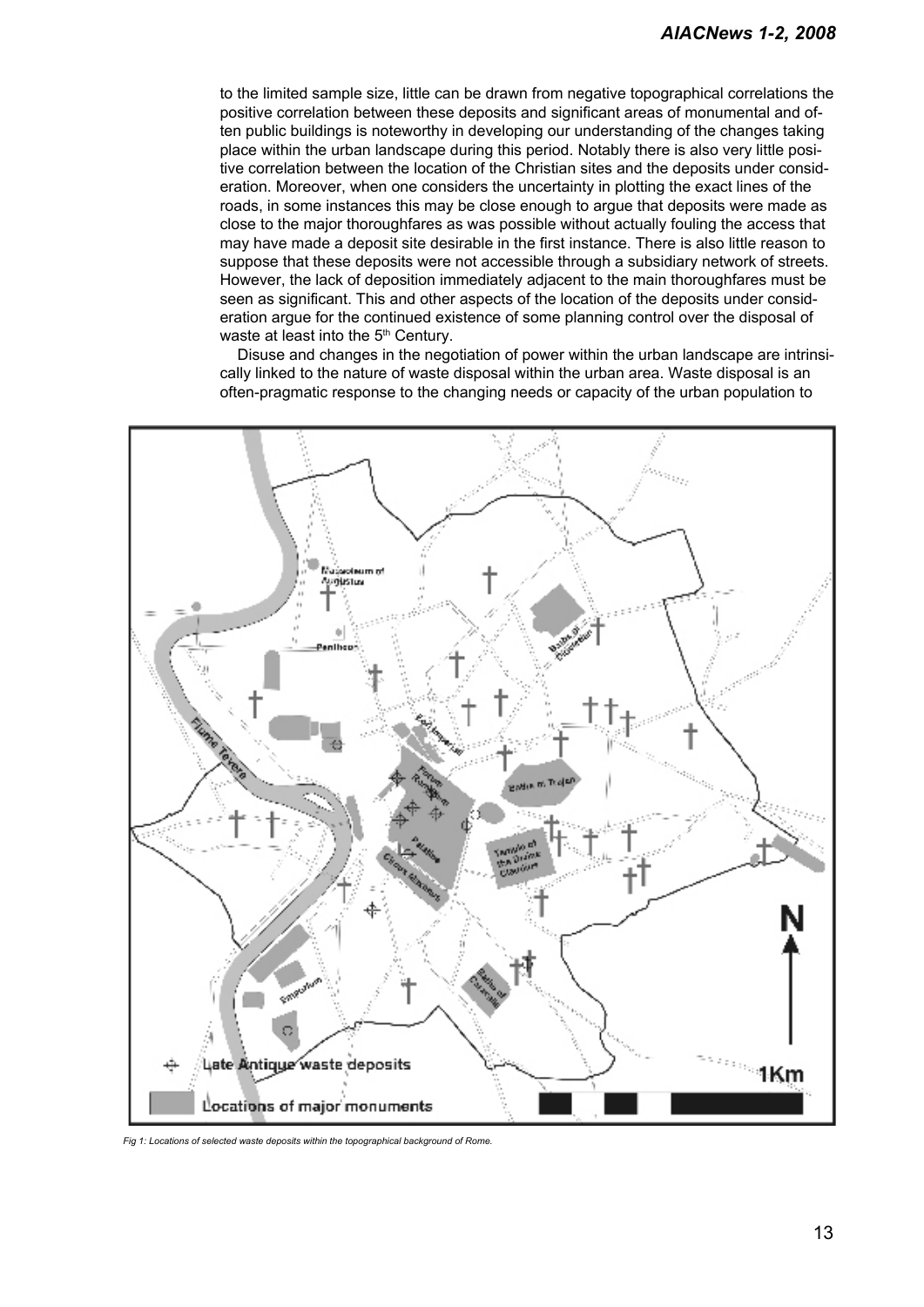to the limited sample size, little can be drawn from negative topographical correlations the positive correlation between these deposits and significant areas of monumental and often public buildings is noteworthy in developing our understanding of the changes taking place within the urban landscape during this period. Notably there is also very little positive correlation between the location of the Christian sites and the deposits under consideration. Moreover, when one considers the uncertainty in plotting the exact lines of the roads, in some instances this may be close enough to argue that deposits were made as close to the major thoroughfares as was possible without actually fouling the access that may have made a deposit site desirable in the first instance. There is also little reason to suppose that these deposits were not accessible through a subsidiary network of streets. However, the lack of deposition immediately adjacent to the main thoroughfares must be seen as significant. This and other aspects of the location of the deposits under consideration argue for the continued existence of some planning control over the disposal of waste at least into the 5th Century.

Disuse and changes in the negotiation of power within the urban landscape are intrinsically linked to the nature of waste disposal within the urban area. Waste disposal is an often-pragmatic response to the changing needs or capacity of the urban population to

*Fig 1: Locations of selected waste deposits within the topographical background of Rome.*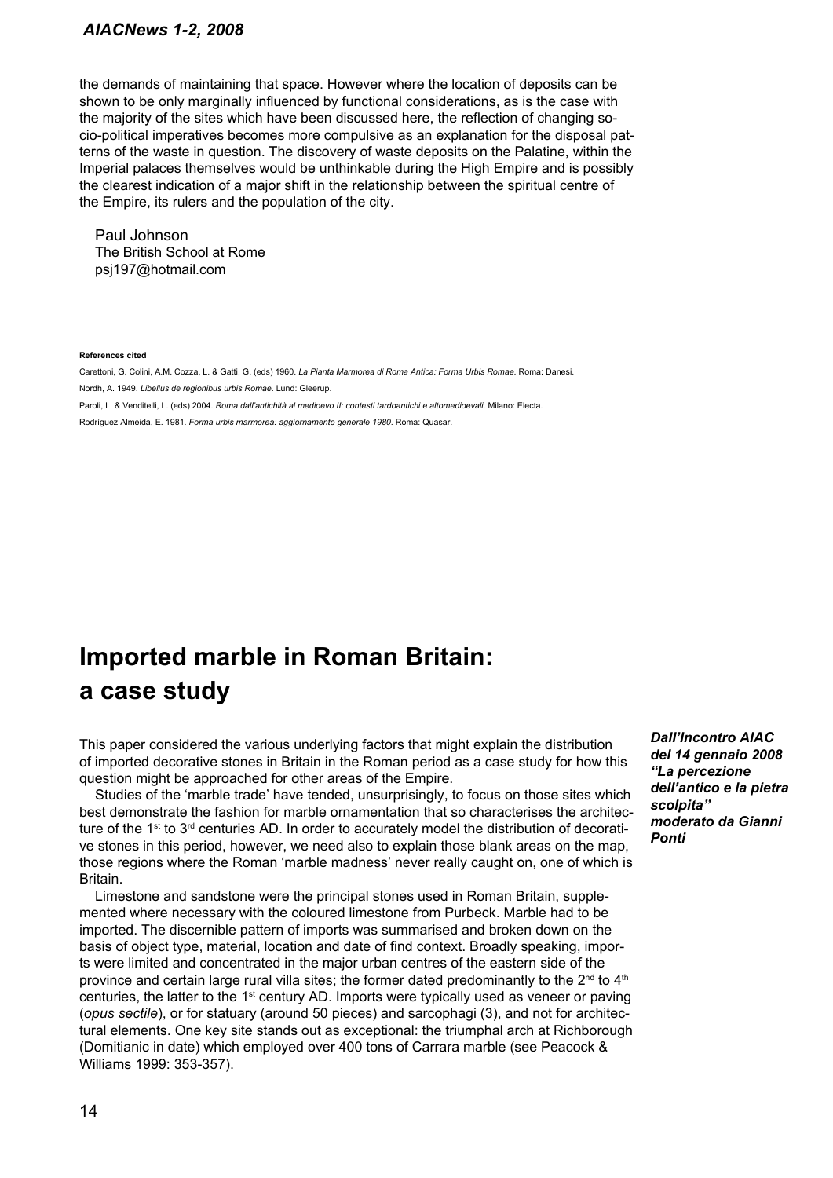the demands of maintaining that space. However where the location of deposits can be shown to be only marginally influenced by functional considerations, as is the case with the majority of the sites which have been discussed here, the reflection of changing socio-political imperatives becomes more compulsive as an explanation for the disposal patterns of the waste in question. The discovery of waste deposits on the Palatine, within the Imperial palaces themselves would be unthinkable during the High Empire and is possibly the clearest indication of a major shift in the relationship between the spiritual centre of the Empire, its rulers and the population of the city.

Paul Johnson
The British School at Rome
psj197@hotmail.com

**References cited**

Carettoni, G. Colini, A.M. Cozza, L. & Gatti, G. (eds) 1960. *La Pianta Marmorea di Roma Antica: Forma Urbis Romae*. Roma: Danesi.

Nordh, A. 1949. *Libellus de regionibus urbis Romae*. Lund: Gleerup.

Paroli, L. & Venditelli, L. (eds) 2004. *Roma dall'antichità al medioevo II: contesti tardoantichi e altomedioevali*. Milano: Electa.

Rodríguez Almeida, E. 1981. *Forma urbis marmorea: aggiornamento generale 1980*. Roma: Quasar.

# Imported marble in Roman Britain: a case study

***Dall'Incontro AIAC del 14 gennaio 2008 "La percezione dell'antico e la pietra scolpita" moderato da Gianni Ponti***

This paper considered the various underlying factors that might explain the distribution of imported decorative stones in Britain in the Roman period as a case study for how this question might be approached for other areas of the Empire.

Studies of the 'marble trade' have tended, unsurprisingly, to focus on those sites which best demonstrate the fashion for marble ornamentation that so characterises the architecture of the 1st to 3rd centuries AD. In order to accurately model the distribution of decorative stones in this period, however, we need also to explain those blank areas on the map, those regions where the Roman 'marble madness' never really caught on, one of which is Britain.

Limestone and sandstone were the principal stones used in Roman Britain, supplemented where necessary with the coloured limestone from Purbeck. Marble had to be imported. The discernible pattern of imports was summarised and broken down on the basis of object type, material, location and date of find context. Broadly speaking, imports were limited and concentrated in the major urban centres of the eastern side of the province and certain large rural villa sites; the former dated predominantly to the 2nd to 4th centuries, the latter to the 1st century AD. Imports were typically used as veneer or paving (*opus sectile*), or for statuary (around 50 pieces) and sarcophagi (3), and not for architectural elements. One key site stands out as exceptional: the triumphal arch at Richborough (Domitianic in date) which employed over 400 tons of Carrara marble (see Peacock & Williams 1999: 353-357).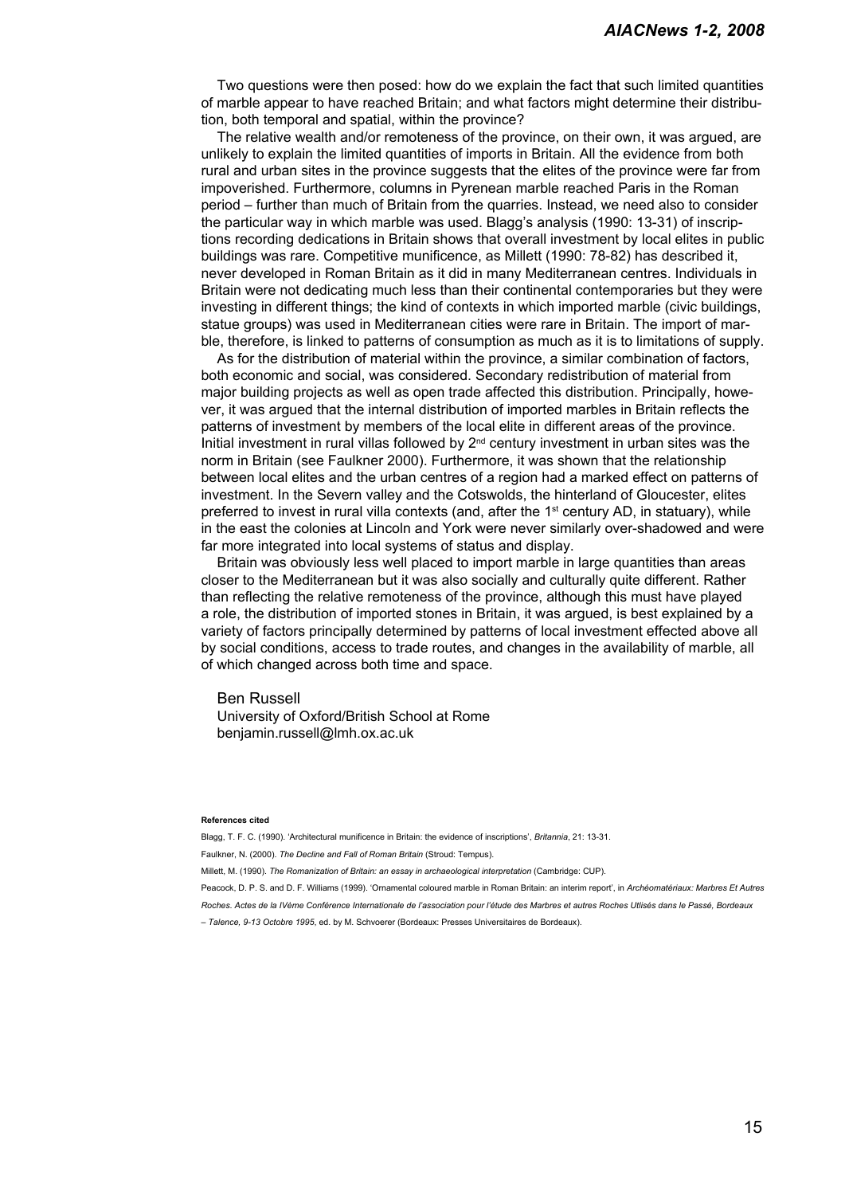Two questions were then posed: how do we explain the fact that such limited quantities of marble appear to have reached Britain; and what factors might determine their distribution, both temporal and spatial, within the province?

The relative wealth and/or remoteness of the province, on their own, it was argued, are unlikely to explain the limited quantities of imports in Britain. All the evidence from both rural and urban sites in the province suggests that the elites of the province were far from impoverished. Furthermore, columns in Pyrenean marble reached Paris in the Roman period – further than much of Britain from the quarries. Instead, we need also to consider the particular way in which marble was used. Blagg's analysis (1990: 13-31) of inscriptions recording dedications in Britain shows that overall investment by local elites in public buildings was rare. Competitive munificence, as Millett (1990: 78-82) has described it, never developed in Roman Britain as it did in many Mediterranean centres. Individuals in Britain were not dedicating much less than their continental contemporaries but they were investing in different things; the kind of contexts in which imported marble (civic buildings, statue groups) was used in Mediterranean cities were rare in Britain. The import of marble, therefore, is linked to patterns of consumption as much as it is to limitations of supply.

As for the distribution of material within the province, a similar combination of factors, both economic and social, was considered. Secondary redistribution of material from major building projects as well as open trade affected this distribution. Principally, however, it was argued that the internal distribution of imported marbles in Britain reflects the patterns of investment by members of the local elite in different areas of the province. Initial investment in rural villas followed by 2nd century investment in urban sites was the norm in Britain (see Faulkner 2000). Furthermore, it was shown that the relationship between local elites and the urban centres of a region had a marked effect on patterns of investment. In the Severn valley and the Cotswolds, the hinterland of Gloucester, elites preferred to invest in rural villa contexts (and, after the 1st century AD, in statuary), while in the east the colonies at Lincoln and York were never similarly over-shadowed and were far more integrated into local systems of status and display.

Britain was obviously less well placed to import marble in large quantities than areas closer to the Mediterranean but it was also socially and culturally quite different. Rather than reflecting the relative remoteness of the province, although this must have played a role, the distribution of imported stones in Britain, it was argued, is best explained by a variety of factors principally determined by patterns of local investment effected above all by social conditions, access to trade routes, and changes in the availability of marble, all of which changed across both time and space.

Ben Russell
University of Oxford/British School at Rome
benjamin.russell@lmh.ox.ac.uk

**References cited**

Blagg, T. F. C. (1990). 'Architectural munificence in Britain: the evidence of inscriptions', *Britannia*, 21: 13-31.

Faulkner, N. (2000). *The Decline and Fall of Roman Britain* (Stroud: Tempus).

Millett, M. (1990). *The Romanization of Britain: an essay in archaeological interpretation* (Cambridge: CUP).

Peacock, D. P. S. and D. F. Williams (1999). 'Ornamental coloured marble in Roman Britain: an interim report', in *Archéomatériaux: Marbres Et Autres Roches. Actes de la IVème Conférence Internationale de l'association pour l'étude des Marbres et autres Roches Utlisés dans le Passé, Bordeaux – Talence, 9-13 Octobre 1995*, ed. by M. Schvoerer (Bordeaux: Presses Universitaires de Bordeaux).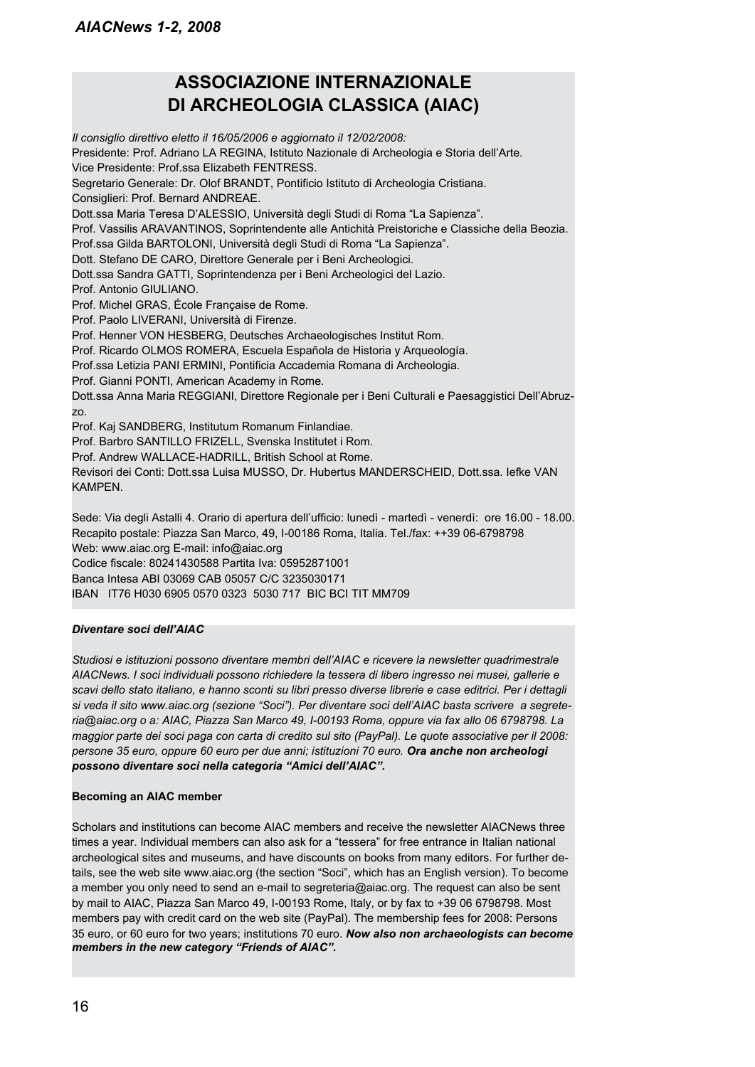# ASSOCIAZIONE INTERNAZIONALE DI ARCHEOLOGIA CLASSICA (AIAC)

*Il consiglio direttivo eletto il 16/05/2006 e aggiornato il 12/02/2008:*

Presidente: Prof. Adriano LA REGINA, Istituto Nazionale di Archeologia e Storia dell'Arte.
Vice Presidente: Prof.ssa Elizabeth FENTRESS.
Segretario Generale: Dr. Olof BRANDT, Pontificio Istituto di Archeologia Cristiana.
Consiglieri: Prof. Bernard ANDREAE.
Dott.ssa Maria Teresa D'ALESSIO, Università degli Studi di Roma "La Sapienza".
Prof. Vassilis ARAVANTINOS, Soprintendente alle Antichità Preistoriche e Classiche della Beozia.
Prof.ssa Gilda BARTOLONI, Università degli Studi di Roma "La Sapienza".
Dott. Stefano DE CARO, Direttore Generale per i Beni Archeologici.
Dott.ssa Sandra GATTI, Soprintendenza per i Beni Archeologici del Lazio.
Prof. Antonio GIULIANO.
Prof. Michel GRAS, École Française de Rome.
Prof. Paolo LIVERANI, Università di Firenze.
Prof. Henner VON HESBERG, Deutsches Archaeologisches Institut Rom.
Prof. Ricardo OLMOS ROMERA, Escuela Española de Historia y Arqueología.
Prof.ssa Letizia PANI ERMINI, Pontificia Accademia Romana di Archeologia.
Prof. Gianni PONTI, American Academy in Rome.
Dott.ssa Anna Maria REGGIANI, Direttore Regionale per i Beni Culturali e Paesaggistici Dell'Abruzzo.
Prof. Kaj SANDBERG, Institutum Romanum Finlandiae.
Prof. Barbro SANTILLO FRIZELL, Svenska Institutet i Rom.
Prof. Andrew WALLACE-HADRILL, British School at Rome.
Revisori dei Conti: Dott.ssa Luisa MUSSO, Dr. Hubertus MANDERSCHEID, Dott.ssa. Iefke VAN KAMPEN.

Sede: Via degli Astalli 4. Orario di apertura dell'ufficio: lunedì - martedì - venerdì: ore 16.00 - 18.00.
Recapito postale: Piazza San Marco, 49, I-00186 Roma, Italia. Tel./fax: ++39 06-6798798
Web: www.aiac.org E-mail: info@aiac.org
Codice fiscale: 80241430588 Partita Iva: 05952871001
Banca Intesa ABI 03069 CAB 05057 C/C 3235030171
IBAN IT76 H030 6905 0570 0323 5030 717 BIC BCI TIT MM709

***Diventare soci dell'AIAC***

*Studiosi e istituzioni possono diventare membri dell'AIAC e ricevere la newsletter quadrimestrale AIACNews. I soci individuali possono richiedere la tessera di libero ingresso nei musei, gallerie e scavi dello stato italiano, e hanno sconti su libri presso diverse librerie e case editrici. Per i dettagli si veda il sito www.aiac.org (sezione "Soci"). Per diventare soci dell'AIAC basta scrivere a segreteria@aiac.org o a: AIAC, Piazza San Marco 49, I-00193 Roma, oppure via fax allo 06 6798798. La maggior parte dei soci paga con carta di credito sul sito (PayPal). Le quote associative per il 2008: persone 35 euro, oppure 60 euro per due anni; istituzioni 70 euro.* ***Ora anche non archeologi possono diventare soci nella categoria "Amici dell'AIAC".***

**Becoming an AIAC member**

Scholars and institutions can become AIAC members and receive the newsletter AIACNews three times a year. Individual members can also ask for a "tessera" for free entrance in Italian national archeological sites and museums, and have discounts on books from many editors. For further details, see the web site www.aiac.org (the section "Soci", which has an English version). To become a member you only need to send an e-mail to segreteria@aiac.org. The request can also be sent by mail to AIAC, Piazza San Marco 49, I-00193 Rome, Italy, or by fax to +39 06 6798798. Most members pay with credit card on the web site (PayPal). The membership fees for 2008: Persons 35 euro, or 60 euro for two years; institutions 70 euro. ***Now also non archaeologists can become members in the new category "Friends of AIAC".***